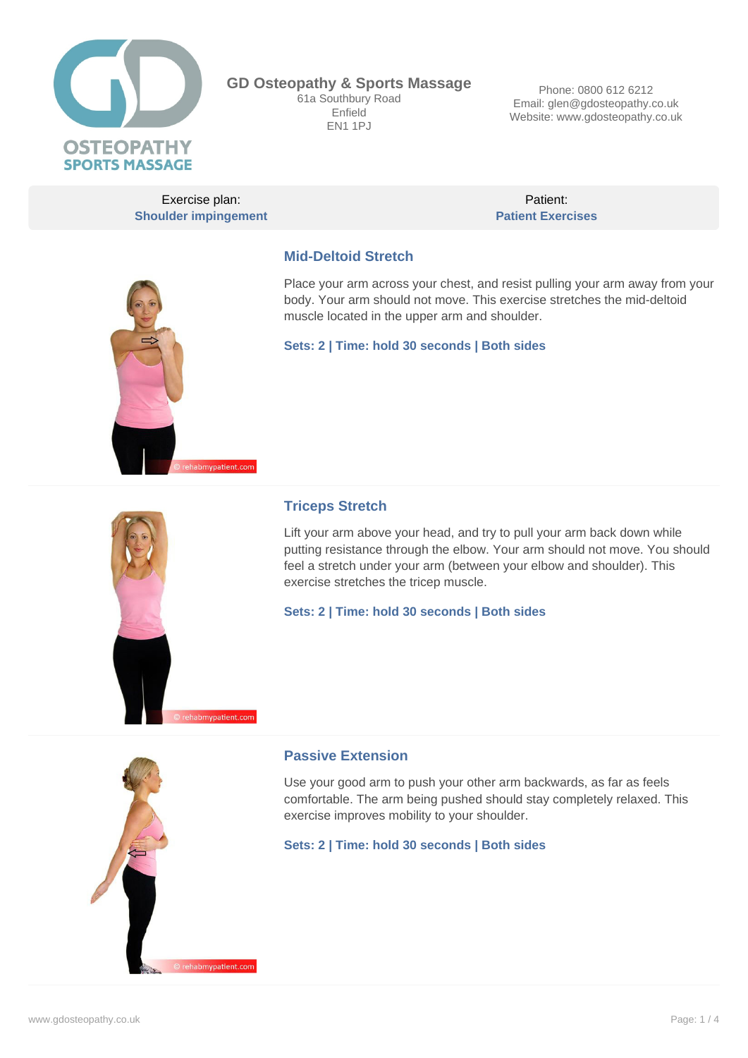**GD Osteopathy & Sports Massage**
61a Southbury Road
Enfield
EN1 1PJ

Phone: 0800 612 6212
Email: glen@gdosteopathy.co.uk
Website: www.gdosteopathy.co.uk

Exercise plan: **Shoulder impingement**

Patient: **Patient Exercises**

## Mid-Deltoid Stretch

Place your arm across your chest, and resist pulling your arm away from your body. Your arm should not move. This exercise stretches the mid-deltoid muscle located in the upper arm and shoulder.

**Sets: 2 | Time: hold 30 seconds | Both sides**

## Triceps Stretch

Lift your arm above your head, and try to pull your arm back down while putting resistance through the elbow. Your arm should not move. You should feel a stretch under your arm (between your elbow and shoulder). This exercise stretches the tricep muscle.

**Sets: 2 | Time: hold 30 seconds | Both sides**

## Passive Extension

Use your good arm to push your other arm backwards, as far as feels comfortable. The arm being pushed should stay completely relaxed. This exercise improves mobility to your shoulder.

**Sets: 2 | Time: hold 30 seconds | Both sides**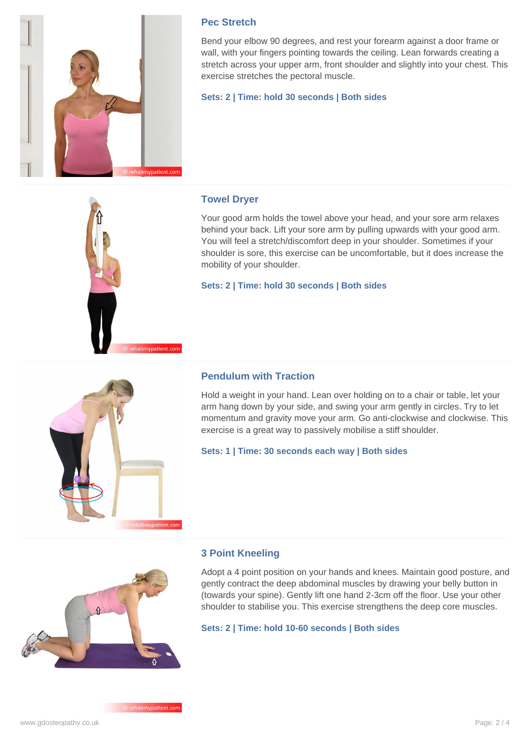## Pec Stretch

Bend your elbow 90 degrees, and rest your forearm against a door frame or wall, with your fingers pointing towards the ceiling. Lean forwards creating a stretch across your upper arm, front shoulder and slightly into your chest. This exercise stretches the pectoral muscle.

**Sets: 2 | Time: hold 30 seconds | Both sides**

## Towel Dryer

Your good arm holds the towel above your head, and your sore arm relaxes behind your back. Lift your sore arm by pulling upwards with your good arm. You will feel a stretch/discomfort deep in your shoulder. Sometimes if your shoulder is sore, this exercise can be uncomfortable, but it does increase the mobility of your shoulder.

**Sets: 2 | Time: hold 30 seconds | Both sides**

## Pendulum with Traction

Hold a weight in your hand. Lean over holding on to a chair or table, let your arm hang down by your side, and swing your arm gently in circles. Try to let momentum and gravity move your arm. Go anti-clockwise and clockwise. This exercise is a great way to passively mobilise a stiff shoulder.

**Sets: 1 | Time: 30 seconds each way | Both sides**

## 3 Point Kneeling

Adopt a 4 point position on your hands and knees. Maintain good posture, and gently contract the deep abdominal muscles by drawing your belly button in (towards your spine). Gently lift one hand 2-3cm off the floor. Use your other shoulder to stabilise you. This exercise strengthens the deep core muscles.

**Sets: 2 | Time: hold 10-60 seconds | Both sides**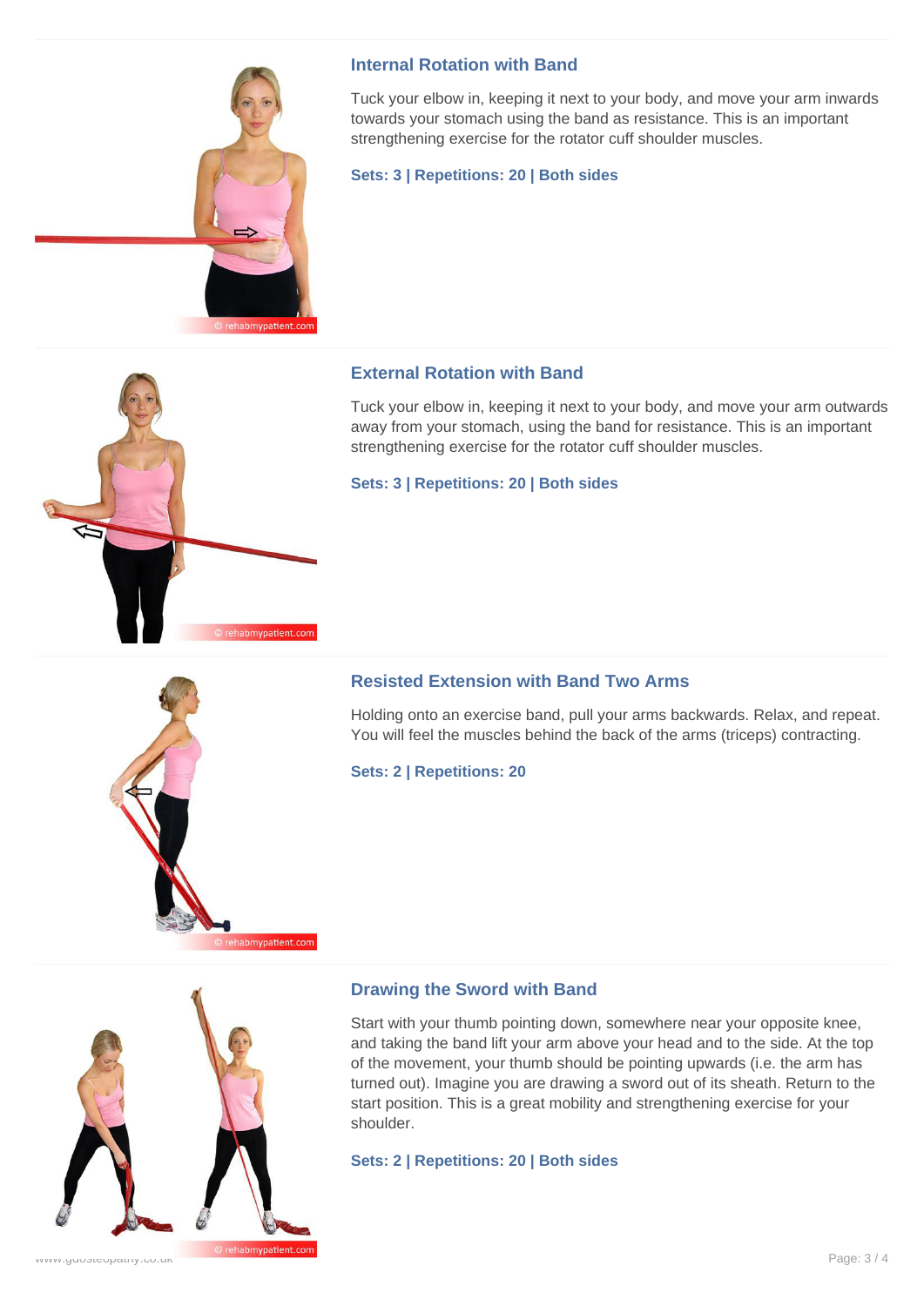### Internal Rotation with Band

Tuck your elbow in, keeping it next to your body, and move your arm inwards towards your stomach using the band as resistance. This is an important strengthening exercise for the rotator cuff shoulder muscles.

**Sets: 3 | Repetitions: 20 | Both sides**

### External Rotation with Band

Tuck your elbow in, keeping it next to your body, and move your arm outwards away from your stomach, using the band for resistance. This is an important strengthening exercise for the rotator cuff shoulder muscles.

**Sets: 3 | Repetitions: 20 | Both sides**

### Resisted Extension with Band Two Arms

Holding onto an exercise band, pull your arms backwards. Relax, and repeat. You will feel the muscles behind the back of the arms (triceps) contracting.

**Sets: 2 | Repetitions: 20**

### Drawing the Sword with Band

Start with your thumb pointing down, somewhere near your opposite knee, and taking the band lift your arm above your head and to the side. At the top of the movement, your thumb should be pointing upwards (i.e. the arm has turned out). Imagine you are drawing a sword out of its sheath. Return to the start position. This is a great mobility and strengthening exercise for your shoulder.

**Sets: 2 | Repetitions: 20 | Both sides**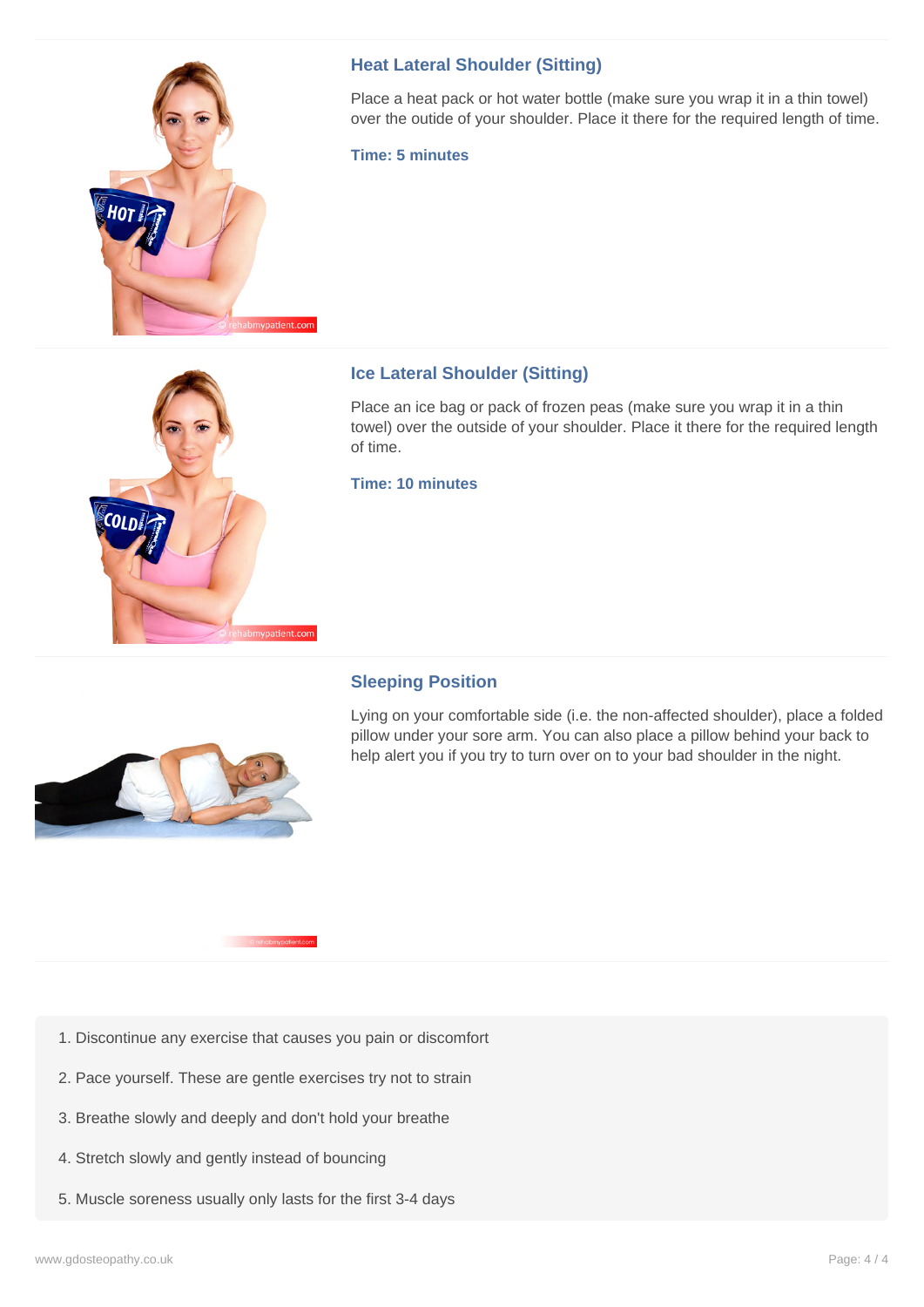### Heat Lateral Shoulder (Sitting)

Place a heat pack or hot water bottle (make sure you wrap it in a thin towel) over the outide of your shoulder. Place it there for the required length of time.

**Time: 5 minutes**

### Ice Lateral Shoulder (Sitting)

Place an ice bag or pack of frozen peas (make sure you wrap it in a thin towel) over the outside of your shoulder. Place it there for the required length of time.

**Time: 10 minutes**

### Sleeping Position

Lying on your comfortable side (i.e. the non-affected shoulder), place a folded pillow under your sore arm. You can also place a pillow behind your back to help alert you if you try to turn over on to your bad shoulder in the night.

1. Discontinue any exercise that causes you pain or discomfort
2. Pace yourself. These are gentle exercises try not to strain
3. Breathe slowly and deeply and don't hold your breathe
4. Stretch slowly and gently instead of bouncing
5. Muscle soreness usually only lasts for the first 3-4 days